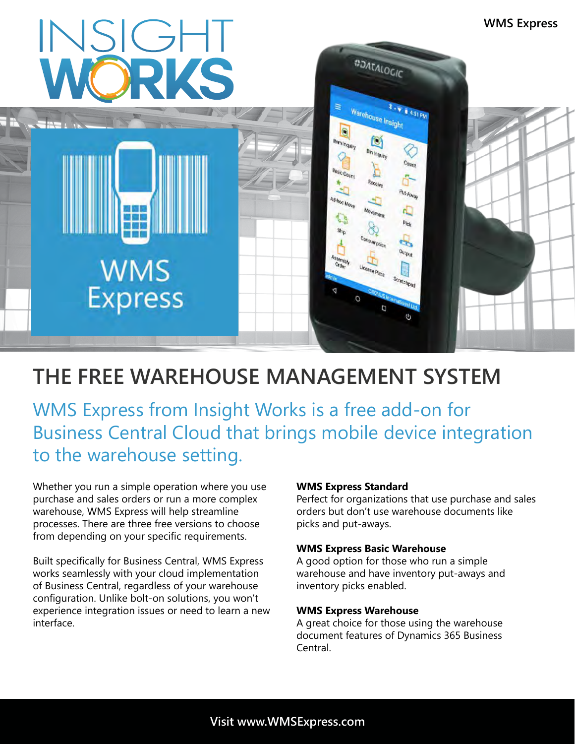# THE FREE WAREHOUSE MANAGEMENT SYSTEM

## WMS Express from Insight Works is a free add-on for Business Central Cloud that brings mobile device integration to the warehouse setting.

Whether you run a simple operation where you use purchase and sales orders or run a more complex warehouse, WMS Express will help streamline processes. There are three free versions to choose from depending on your specific requirements.

Built specifically for Business Central, WMS Express works seamlessly with your cloud implementation of Business Central, regardless of your warehouse configuration. Unlike bolt-on solutions, you won't experience integration issues or need to learn a new interface.

**WMS Express Standard**
Perfect for organizations that use purchase and sales orders but don't use warehouse documents like picks and put-aways.

**WMS Express Basic Warehouse**
A good option for those who run a simple warehouse and have inventory put-aways and inventory picks enabled.

**WMS Express Warehouse**
A great choice for those using the warehouse document features of Dynamics 365 Business Central.

**Visit www.WMSExpress.com**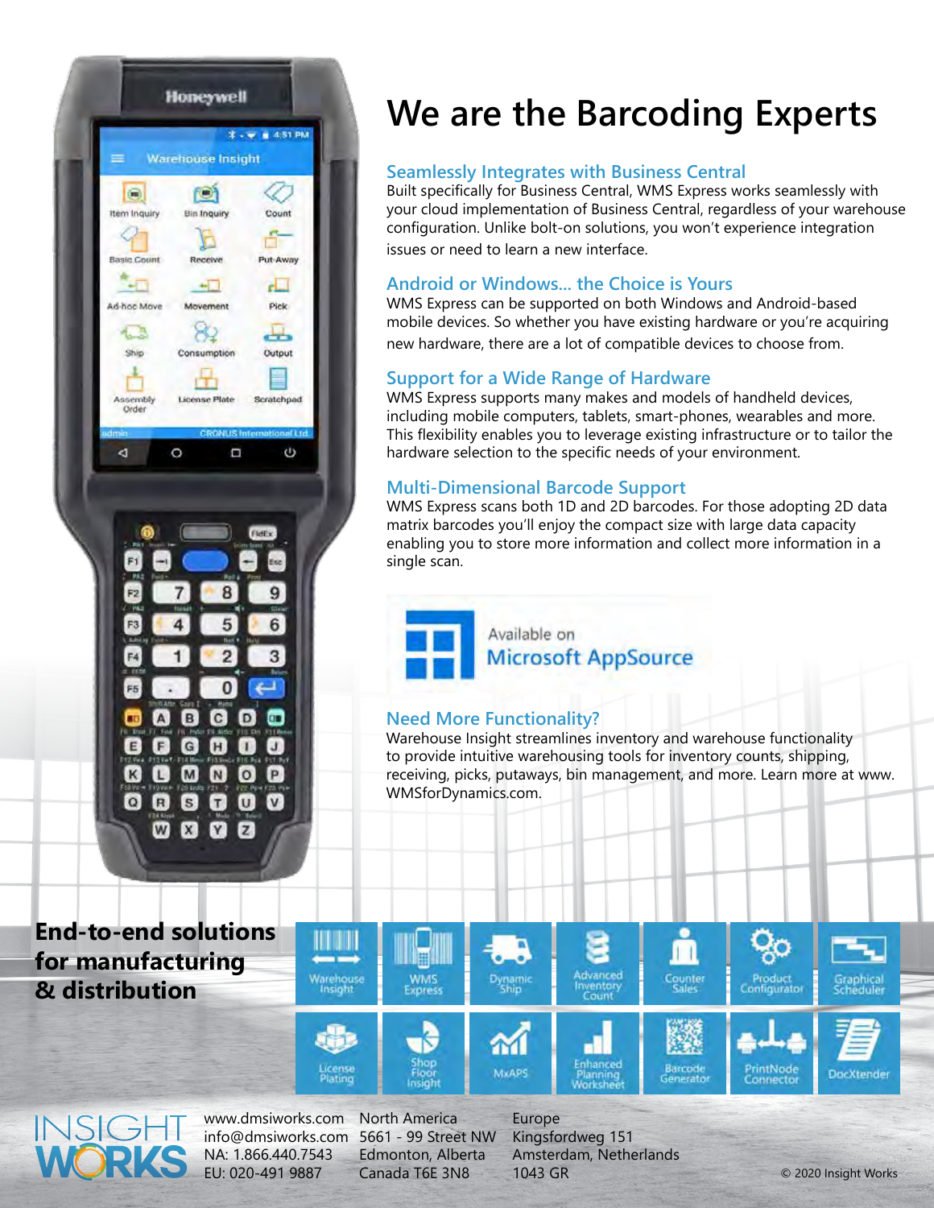# We are the Barcoding Experts

## Seamlessly Integrates with Business Central

Built specifically for Business Central, WMS Express works seamlessly with your cloud implementation of Business Central, regardless of your warehouse configuration. Unlike bolt-on solutions, you won't experience integration issues or need to learn a new interface.

## Android or Windows... the Choice is Yours

WMS Express can be supported on both Windows and Android-based mobile devices. So whether you have existing hardware or you're acquiring new hardware, there are a lot of compatible devices to choose from.

## Support for a Wide Range of Hardware

WMS Express supports many makes and models of handheld devices, including mobile computers, tablets, smart-phones, wearables and more. This flexibility enables you to leverage existing infrastructure or to tailor the hardware selection to the specific needs of your environment.

## Multi-Dimensional Barcode Support

WMS Express scans both 1D and 2D barcodes. For those adopting 2D data matrix barcodes you'll enjoy the compact size with large data capacity enabling you to store more information and collect more information in a single scan.

Available on
Microsoft AppSource

## Need More Functionality?

Warehouse Insight streamlines inventory and warehouse functionality to provide intuitive warehousing tools for inventory counts, shipping, receiving, picks, putaways, bin management, and more. Learn more at www.WMSforDynamics.com.

**End-to-end solutions for manufacturing & distribution**

- Warehouse Insight
- WMS Express
- Dynamic Ship
- Advanced Inventory Count
- Counter Sales
- Product Configurator
- Graphical Scheduler
- License Plating
- Shop Floor Insight
- MxAPS
- Enhanced Planning Worksheet
- Barcode Generator
- PrintNode Connector
- DocXtender

INSIGHT WORKS

www.dmsiworks.com
info@dmsiworks.com
NA: 1.866.440.7543
EU: 020-491 9887

North America
5661 - 99 Street NW
Edmonton, Alberta
Canada T6E 3N8

Europe
Kingsfordweg 151
Amsterdam, Netherlands
1043 GR

© 2020 Insight Works